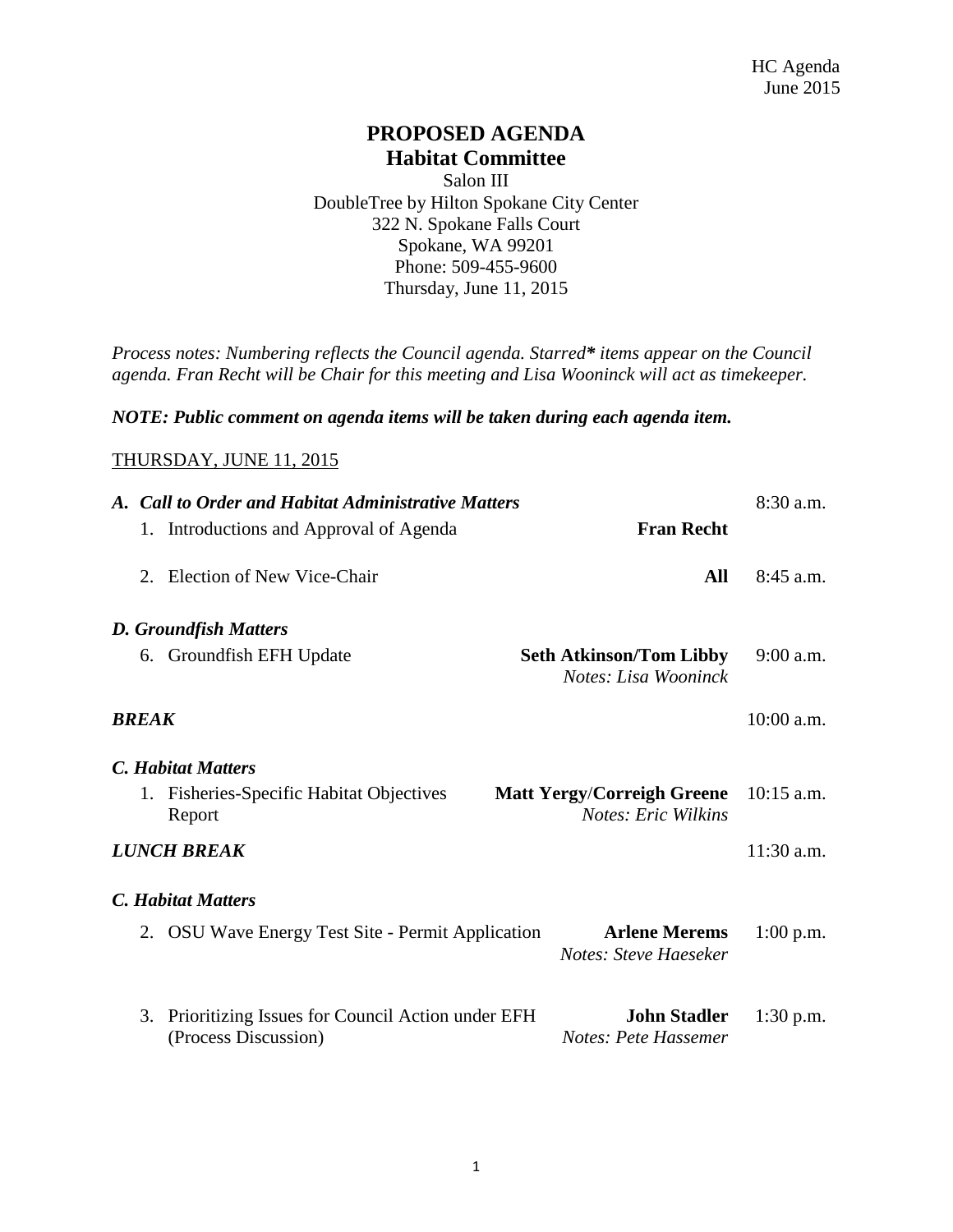HC Agenda
June 2015

# PROPOSED AGENDA
## Habitat Committee

Salon III
DoubleTree by Hilton Spokane City Center
322 N. Spokane Falls Court
Spokane, WA 99201
Phone: 509-455-9600
Thursday, June 11, 2015

*Process notes: Numbering reflects the Council agenda. Starred* items appear on the Council agenda. Fran Recht will be Chair for this meeting and Lisa Wooninck will act as timekeeper.*

***NOTE: Public comment on agenda items will be taken during each agenda item.***

THURSDAY, JUNE 11, 2015

| | | |
|---|---|---|
| ***A. Call to Order and Habitat Administrative Matters*** | | 8:30 a.m. |
| 1. Introductions and Approval of Agenda | **Fran Recht** | |
| 2. Election of New Vice-Chair | **All** | 8:45 a.m. |
| ***D. Groundfish Matters*** | | |
| 6. Groundfish EFH Update | **Seth Atkinson/Tom Libby**<br>*Notes: Lisa Wooninck* | 9:00 a.m. |
| ***BREAK*** | | 10:00 a.m. |
| ***C. Habitat Matters*** | | |
| 1. Fisheries-Specific Habitat Objectives Report | **Matt Yergy/Correigh Greene**<br>*Notes: Eric Wilkins* | 10:15 a.m. |
| ***LUNCH BREAK*** | | 11:30 a.m. |
| ***C. Habitat Matters*** | | |
| 2. OSU Wave Energy Test Site - Permit Application | **Arlene Merems**<br>*Notes: Steve Haeseker* | 1:00 p.m. |
| 3. Prioritizing Issues for Council Action under EFH (Process Discussion) | **John Stadler**<br>*Notes: Pete Hassemer* | 1:30 p.m. |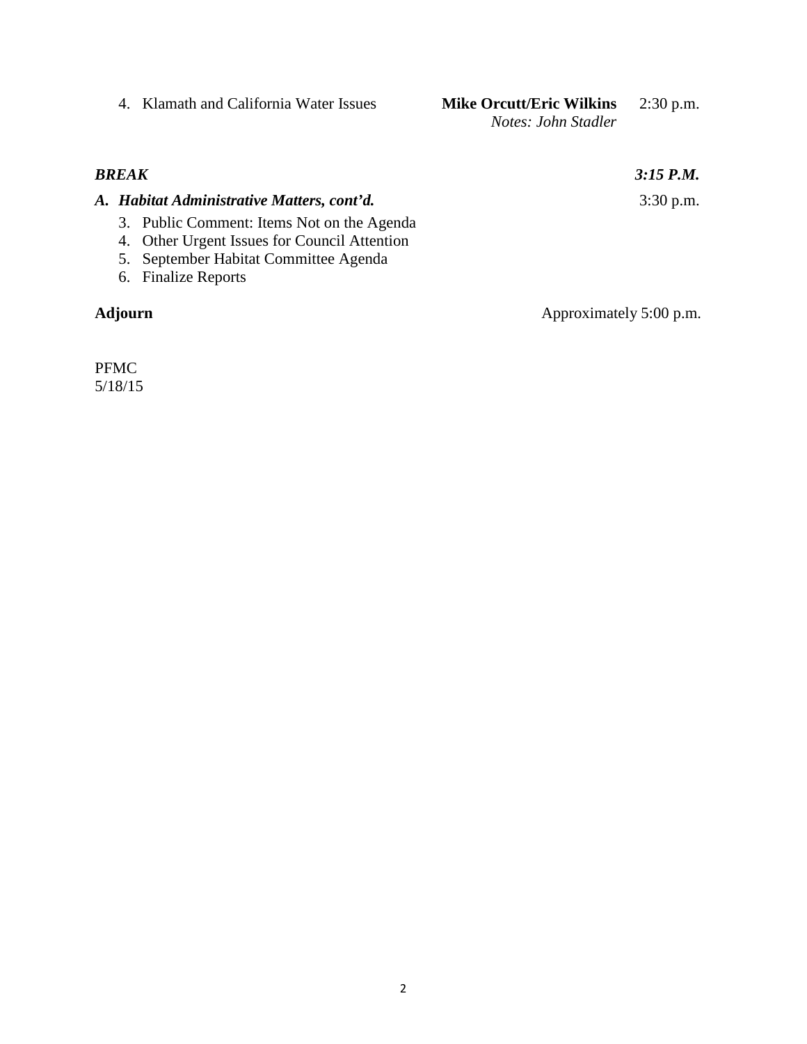4. Klamath and California Water Issues — **Mike Orcutt/Eric Wilkins** — 2:30 p.m.
   *Notes: John Stadler*

***BREAK*** — ***3:15 P.M.***

***A. Habitat Administrative Matters, cont'd.*** — 3:30 p.m.

3. Public Comment: Items Not on the Agenda
4. Other Urgent Issues for Council Attention
5. September Habitat Committee Agenda
6. Finalize Reports

**Adjourn** — Approximately 5:00 p.m.

PFMC
5/18/15